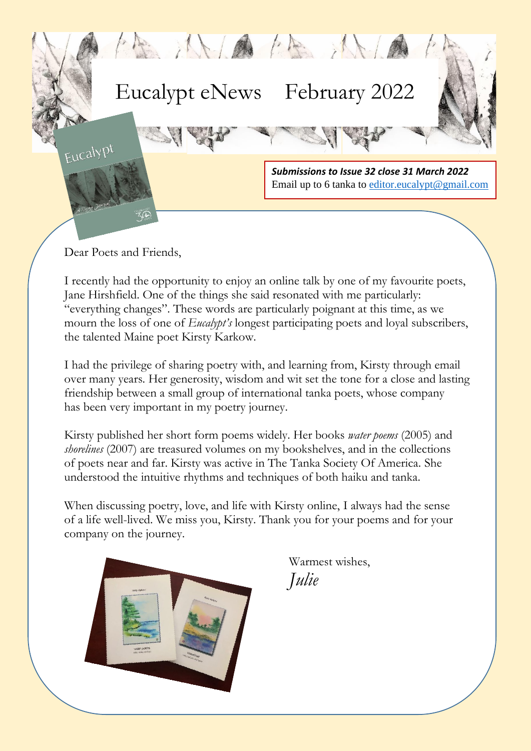# Eucalypt eNews February 2022

***Submissions to Issue 32 close 31 March 2022***
Email up to 6 tanka to editor.eucalypt@gmail.com

Dear Poets and Friends,

I recently had the opportunity to enjoy an online talk by one of my favourite poets, Jane Hirshfield. One of the things she said resonated with me particularly: "everything changes". These words are particularly poignant at this time, as we mourn the loss of one of *Eucalypt's* longest participating poets and loyal subscribers, the talented Maine poet Kirsty Karkow.

I had the privilege of sharing poetry with, and learning from, Kirsty through email over many years. Her generosity, wisdom and wit set the tone for a close and lasting friendship between a small group of international tanka poets, whose company has been very important in my poetry journey.

Kirsty published her short form poems widely. Her books *water poems* (2005) and *shorelines* (2007) are treasured volumes on my bookshelves, and in the collections of poets near and far. Kirsty was active in The Tanka Society Of America. She understood the intuitive rhythms and techniques of both haiku and tanka.

When discussing poetry, love, and life with Kirsty online, I always had the sense of a life well-lived. We miss you, Kirsty. Thank you for your poems and for your company on the journey.

Warmest wishes,
*Julie*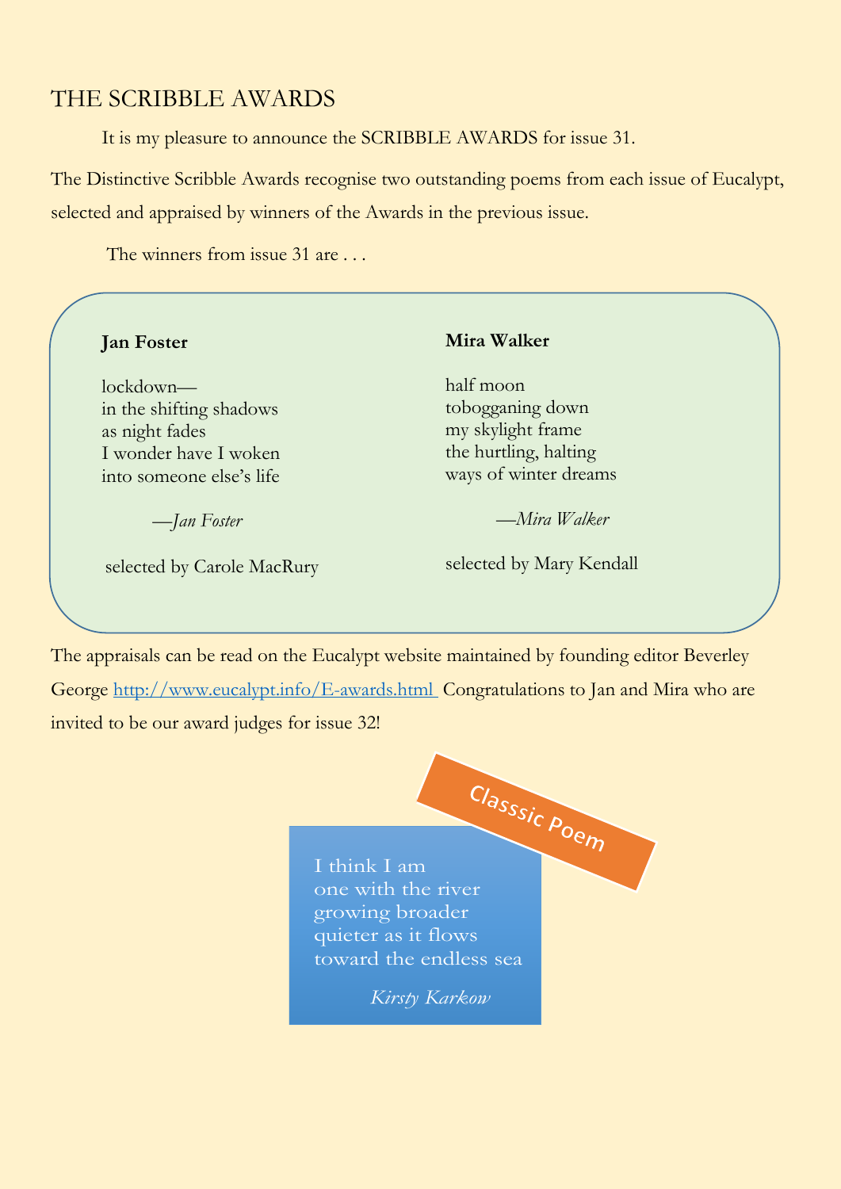# THE SCRIBBLE AWARDS

It is my pleasure to announce the SCRIBBLE AWARDS for issue 31.

The Distinctive Scribble Awards recognise two outstanding poems from each issue of Eucalypt, selected and appraised by winners of the Awards in the previous issue.

The winners from issue 31 are . . .

**Jan Foster**

lockdown—
in the shifting shadows
as night fades
I wonder have I woken
into someone else's life

*—Jan Foster*

selected by Carole MacRury

**Mira Walker**

half moon
tobogganing down
my skylight frame
the hurtling, halting
ways of winter dreams

*—Mira Walker*

selected by Mary Kendall

The appraisals can be read on the Eucalypt website maintained by founding editor Beverley George http://www.eucalypt.info/E-awards.html Congratulations to Jan and Mira who are invited to be our award judges for issue 32!

Classsic Poem

I think I am
one with the river
growing broader
quieter as it flows
toward the endless sea

*Kirsty Karkow*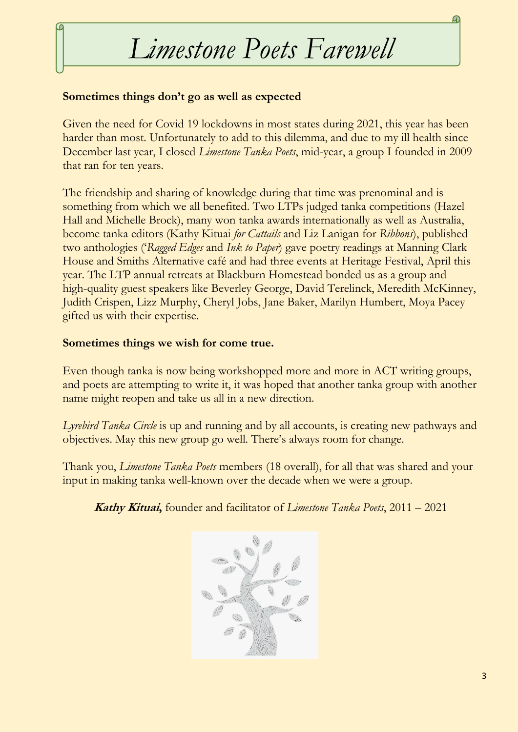# *Limestone Poets Farewell*

**Sometimes things don't go as well as expected**

Given the need for Covid 19 lockdowns in most states during 2021, this year has been harder than most. Unfortunately to add to this dilemma, and due to my ill health since December last year, I closed *Limestone Tanka Poets*, mid-year, a group I founded in 2009 that ran for ten years.

The friendship and sharing of knowledge during that time was prenominal and is something from which we all benefited. Two LTPs judged tanka competitions (Hazel Hall and Michelle Brock), many won tanka awards internationally as well as Australia, become tanka editors (Kathy Kituai *for Cattails* and Liz Lanigan for *Ribbons*), published two anthologies ('*Ragged Edges* and *Ink to Paper*) gave poetry readings at Manning Clark House and Smiths Alternative café and had three events at Heritage Festival, April this year. The LTP annual retreats at Blackburn Homestead bonded us as a group and high-quality guest speakers like Beverley George, David Terelinck, Meredith McKinney, Judith Crispen, Lizz Murphy, Cheryl Jobs, Jane Baker, Marilyn Humbert, Moya Pacey gifted us with their expertise.

**Sometimes things we wish for come true.**

Even though tanka is now being workshopped more and more in ACT writing groups, and poets are attempting to write it, it was hoped that another tanka group with another name might reopen and take us all in a new direction.

*Lyrebird Tanka Circle* is up and running and by all accounts, is creating new pathways and objectives. May this new group go well. There's always room for change.

Thank you, *Limestone Tanka Poets* members (18 overall), for all that was shared and your input in making tanka well-known over the decade when we were a group.

**Kathy Kituai,** founder and facilitator of *Limestone Tanka Poets*, 2011 – 2021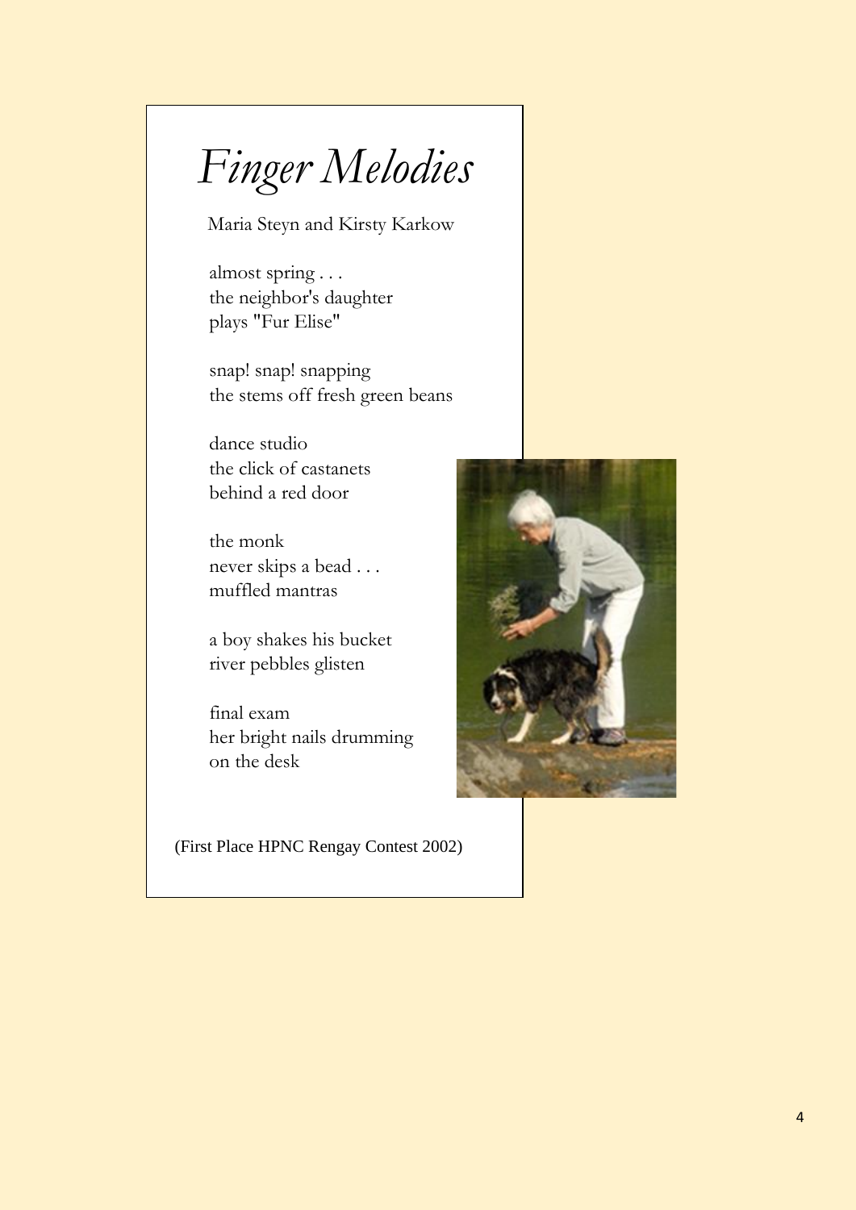# *Finger Melodies*

Maria Steyn and Kirsty Karkow

almost spring . . .
the neighbor's daughter
plays "Fur Elise"

snap! snap! snapping
the stems off fresh green beans

dance studio
the click of castanets
behind a red door

the monk
never skips a bead . . .
muffled mantras

a boy shakes his bucket
river pebbles glisten

final exam
her bright nails drumming
on the desk

(First Place HPNC Rengay Contest 2002)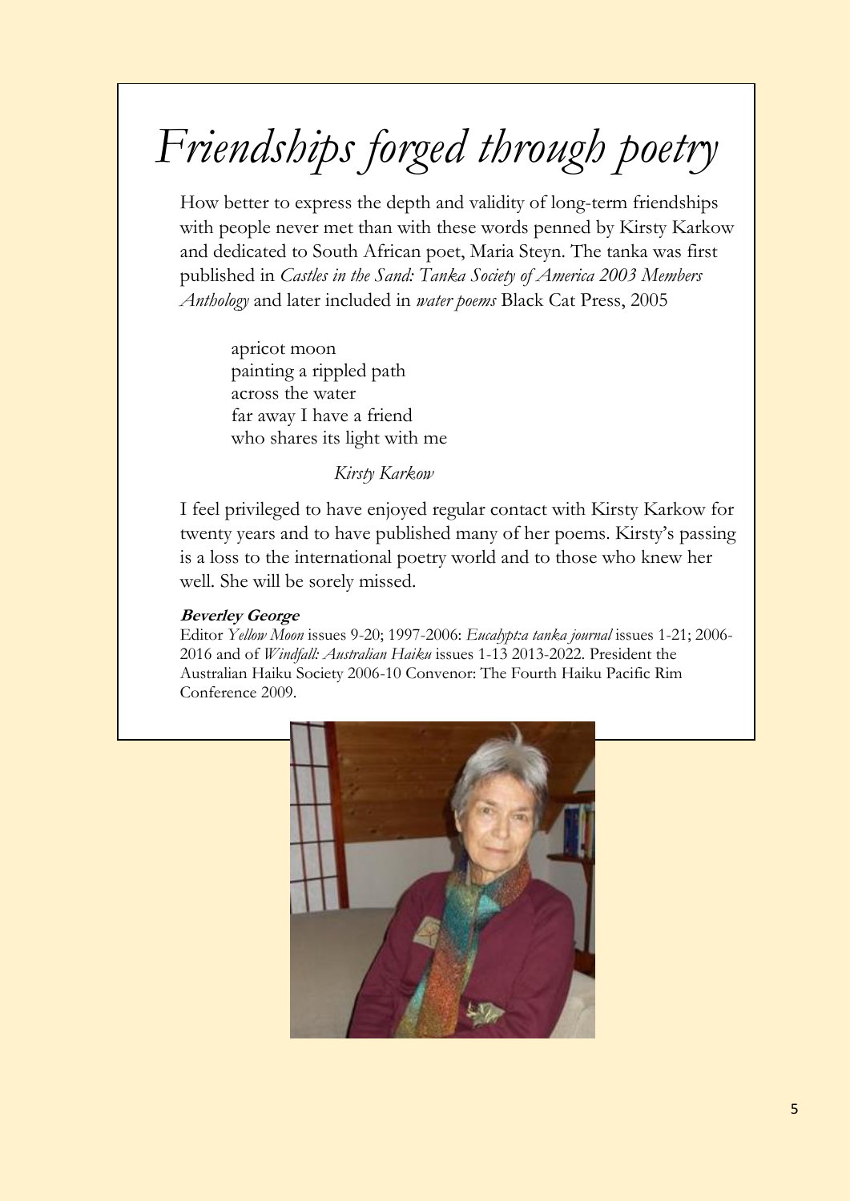# *Friendships forged through poetry*

How better to express the depth and validity of long-term friendships with people never met than with these words penned by Kirsty Karkow and dedicated to South African poet, Maria Steyn. The tanka was first published in *Castles in the Sand: Tanka Society of America 2003 Members Anthology* and later included in *water poems* Black Cat Press, 2005

> apricot moon  
> painting a rippled path  
> across the water  
> far away I have a friend  
> who shares its light with me
>
> *Kirsty Karkow*

I feel privileged to have enjoyed regular contact with Kirsty Karkow for twenty years and to have published many of her poems. Kirsty's passing is a loss to the international poetry world and to those who knew her well. She will be sorely missed.

**Beverley George**  
Editor *Yellow Moon* issues 9-20; 1997-2006: *Eucalypt:a tanka journal* issues 1-21; 2006-2016 and of *Windfall: Australian Haiku* issues 1-13 2013-2022. President the Australian Haiku Society 2006-10 Convenor: The Fourth Haiku Pacific Rim Conference 2009.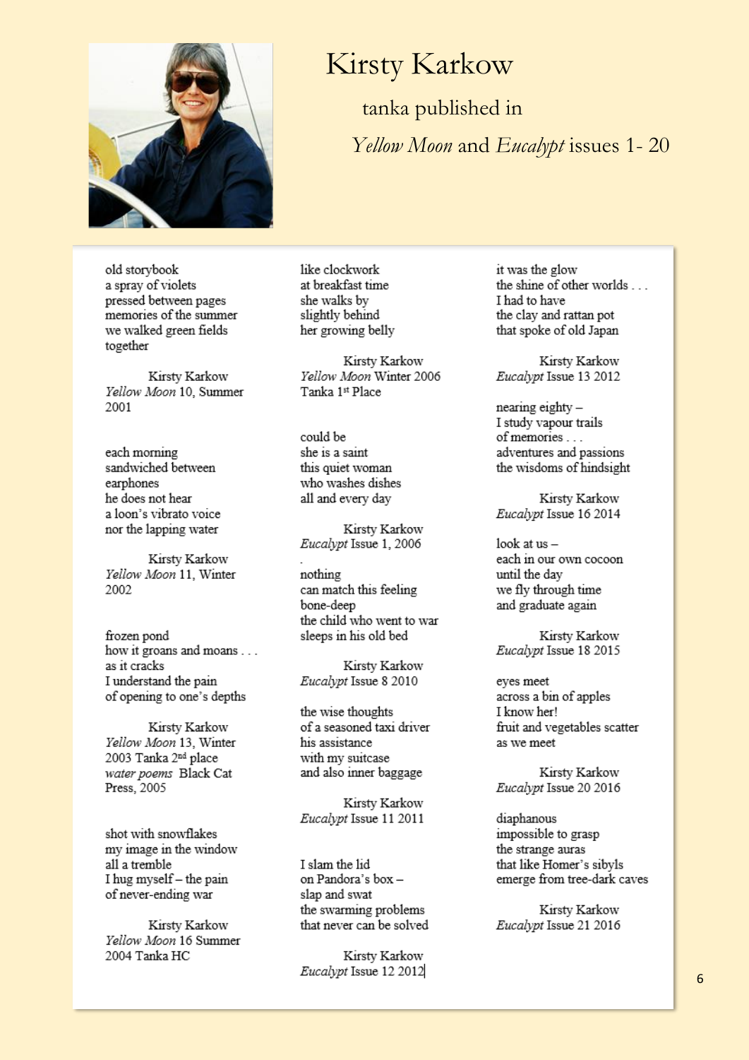# Kirsty Karkow

tanka published in

*Yellow Moon* and *Eucalypt* issues 1- 20

old storybook
a spray of violets
pressed between pages
memories of the summer
we walked green fields
together

Kirsty Karkow
*Yellow Moon* 10, Summer 2001

each morning
sandwiched between
earphones
he does not hear
a loon's vibrato voice
nor the lapping water

Kirsty Karkow
*Yellow Moon* 11, Winter 2002

frozen pond
how it groans and moans . . .
as it cracks
I understand the pain
of opening to one's depths

Kirsty Karkow
*Yellow Moon* 13, Winter 2003 Tanka 2nd place
*water poems* Black Cat Press, 2005

shot with snowflakes
my image in the window
all a tremble
I hug myself – the pain
of never-ending war

Kirsty Karkow
*Yellow Moon* 16 Summer 2004 Tanka HC

like clockwork
at breakfast time
she walks by
slightly behind
her growing belly

Kirsty Karkow
*Yellow Moon* Winter 2006
Tanka 1st Place

could be
she is a saint
this quiet woman
who washes dishes
all and every day

Kirsty Karkow
*Eucalypt* Issue 1, 2006

nothing
can match this feeling
bone-deep
the child who went to war
sleeps in his old bed

Kirsty Karkow
*Eucalypt* Issue 8 2010

the wise thoughts
of a seasoned taxi driver
his assistance
with my suitcase
and also inner baggage

Kirsty Karkow
*Eucalypt* Issue 11 2011

I slam the lid
on Pandora's box –
slap and swat
the swarming problems
that never can be solved

Kirsty Karkow
*Eucalypt* Issue 12 2012

it was the glow
the shine of other worlds . . .
I had to have
the clay and rattan pot
that spoke of old Japan

Kirsty Karkow
*Eucalypt* Issue 13 2012

nearing eighty –
I study vapour trails
of memories . . .
adventures and passions
the wisdoms of hindsight

Kirsty Karkow
*Eucalypt* Issue 16 2014

look at us –
each in our own cocoon
until the day
we fly through time
and graduate again

Kirsty Karkow
*Eucalypt* Issue 18 2015

eyes meet
across a bin of apples
I know her!
fruit and vegetables scatter
as we meet

Kirsty Karkow
*Eucalypt* Issue 20 2016

diaphanous
impossible to grasp
the strange auras
that like Homer's sibyls
emerge from tree-dark caves

Kirsty Karkow
*Eucalypt* Issue 21 2016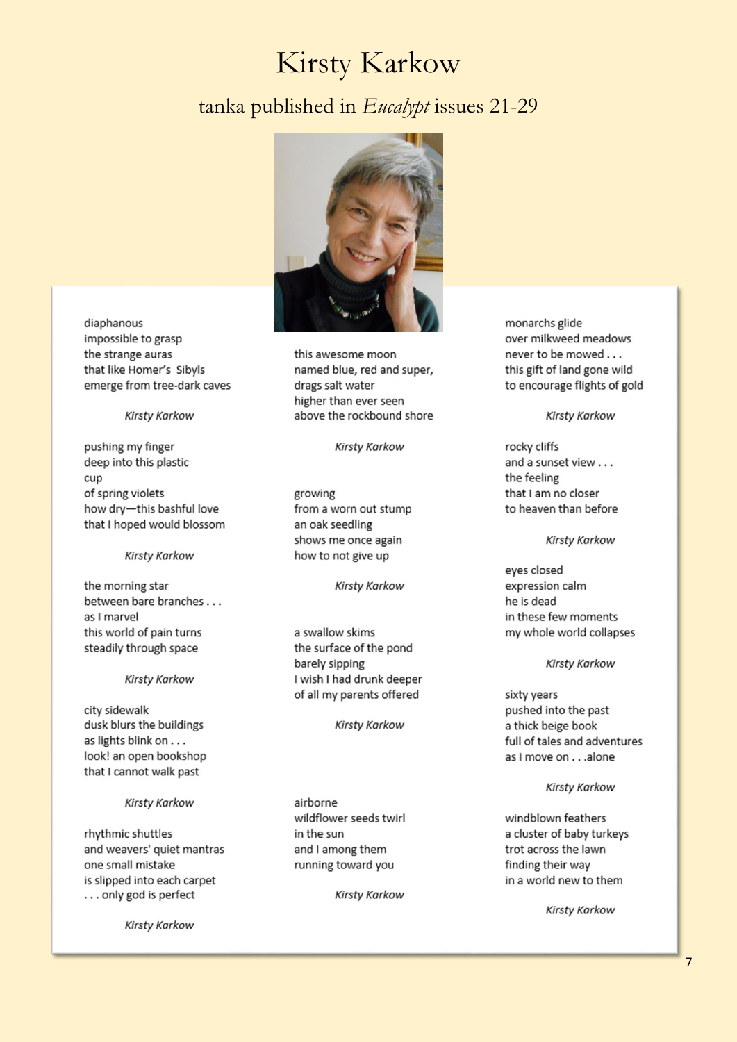# Kirsty Karkow

## tanka published in *Eucalypt* issues 21-29

diaphanous  
impossible to grasp  
the strange auras  
that like Homer's Sibyls  
emerge from tree-dark caves

*Kirsty Karkow*

pushing my finger  
deep into this plastic  
cup  
of spring violets  
how dry—this bashful love  
that I hoped would blossom

*Kirsty Karkow*

the morning star  
between bare branches . . .  
as I marvel  
this world of pain turns  
steadily through space

*Kirsty Karkow*

city sidewalk  
dusk blurs the buildings  
as lights blink on . . .  
look! an open bookshop  
that I cannot walk past

*Kirsty Karkow*

rhythmic shuttles  
and weavers' quiet mantras  
one small mistake  
is slipped into each carpet  
. . . only god is perfect

*Kirsty Karkow*

this awesome moon  
named blue, red and super,  
drags salt water  
higher than ever seen  
above the rockbound shore

*Kirsty Karkow*

growing  
from a worn out stump  
an oak seedling  
shows me once again  
how to not give up

*Kirsty Karkow*

a swallow skims  
the surface of the pond  
barely sipping  
I wish I had drunk deeper  
of all my parents offered

*Kirsty Karkow*

airborne  
wildflower seeds twirl  
in the sun  
and I among them  
running toward you

*Kirsty Karkow*

monarchs glide  
over milkweed meadows  
never to be mowed . . .  
this gift of land gone wild  
to encourage flights of gold

*Kirsty Karkow*

rocky cliffs  
and a sunset view . . .  
the feeling  
that I am no closer  
to heaven than before

*Kirsty Karkow*

eyes closed  
expression calm  
he is dead  
in these few moments  
my whole world collapses

*Kirsty Karkow*

sixty years  
pushed into the past  
a thick beige book  
full of tales and adventures  
as I move on . . .alone

*Kirsty Karkow*

windblown feathers  
a cluster of baby turkeys  
trot across the lawn  
finding their way  
in a world new to them

*Kirsty Karkow*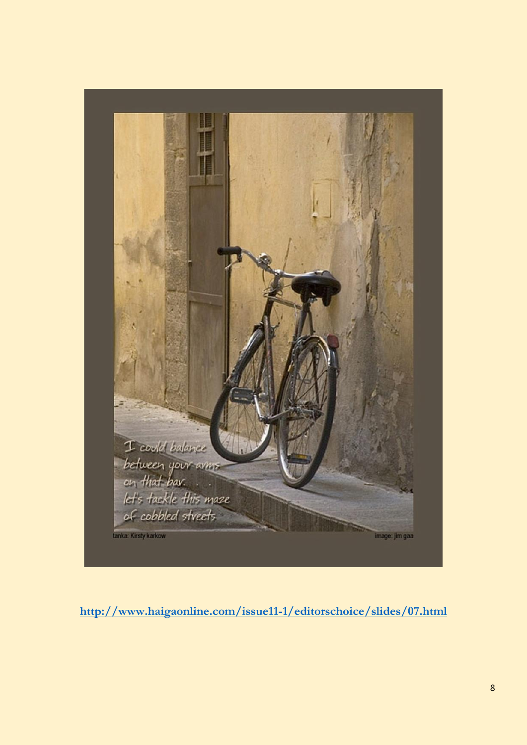I could balance
between your arms
on that bar. . .
let's tackle this maze
of cobbled streets

tanka: Kirsty karkow

image: jim gaa

http://www.haigaonline.com/issue11-1/editorschoice/slides/07.html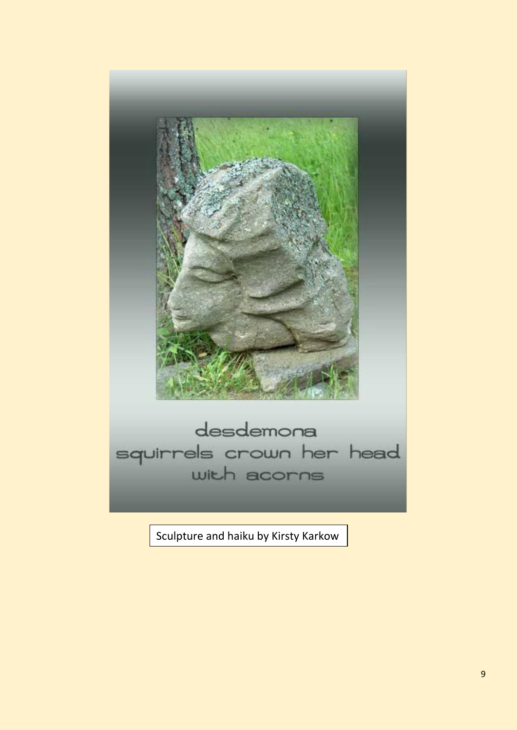desdemona
squirrels crown her head
with acorns

Sculpture and haiku by Kirsty Karkow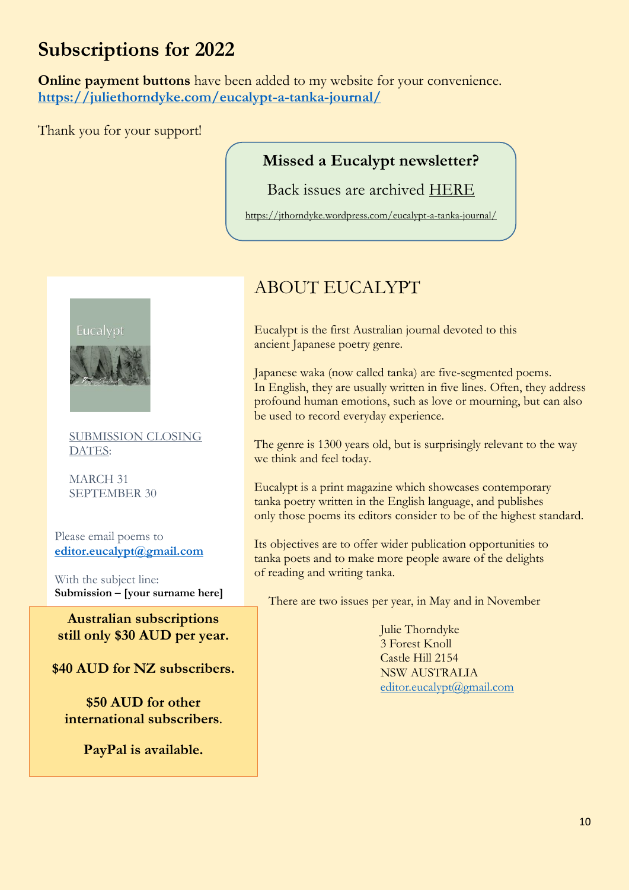# Subscriptions for 2022

**Online payment buttons** have been added to my website for your convenience.
**https://juliethorndyke.com/eucalypt-a-tanka-journal/**

Thank you for your support!

**Missed a Eucalypt newsletter?**

Back issues are archived HERE

https://jthorndyke.wordpress.com/eucalypt-a-tanka-journal/

SUBMISSION CLOSING DATES:

MARCH 31
SEPTEMBER 30

Please email poems to
**editor.eucalypt@gmail.com**

With the subject line:
**Submission – [your surname here]**

**Australian subscriptions still only $30 AUD per year.**

**$40 AUD for NZ subscribers.**

**$50 AUD for other international subscribers.**

**PayPal is available.**

## ABOUT EUCALYPT

Eucalypt is the first Australian journal devoted to this ancient Japanese poetry genre.

Japanese waka (now called tanka) are five-segmented poems. In English, they are usually written in five lines. Often, they address profound human emotions, such as love or mourning, but can also be used to record everyday experience.

The genre is 1300 years old, but is surprisingly relevant to the way we think and feel today.

Eucalypt is a print magazine which showcases contemporary tanka poetry written in the English language, and publishes only those poems its editors consider to be of the highest standard.

Its objectives are to offer wider publication opportunities to tanka poets and to make more people aware of the delights of reading and writing tanka.

There are two issues per year, in May and in November

Julie Thorndyke
3 Forest Knoll
Castle Hill 2154
NSW AUSTRALIA
editor.eucalypt@gmail.com